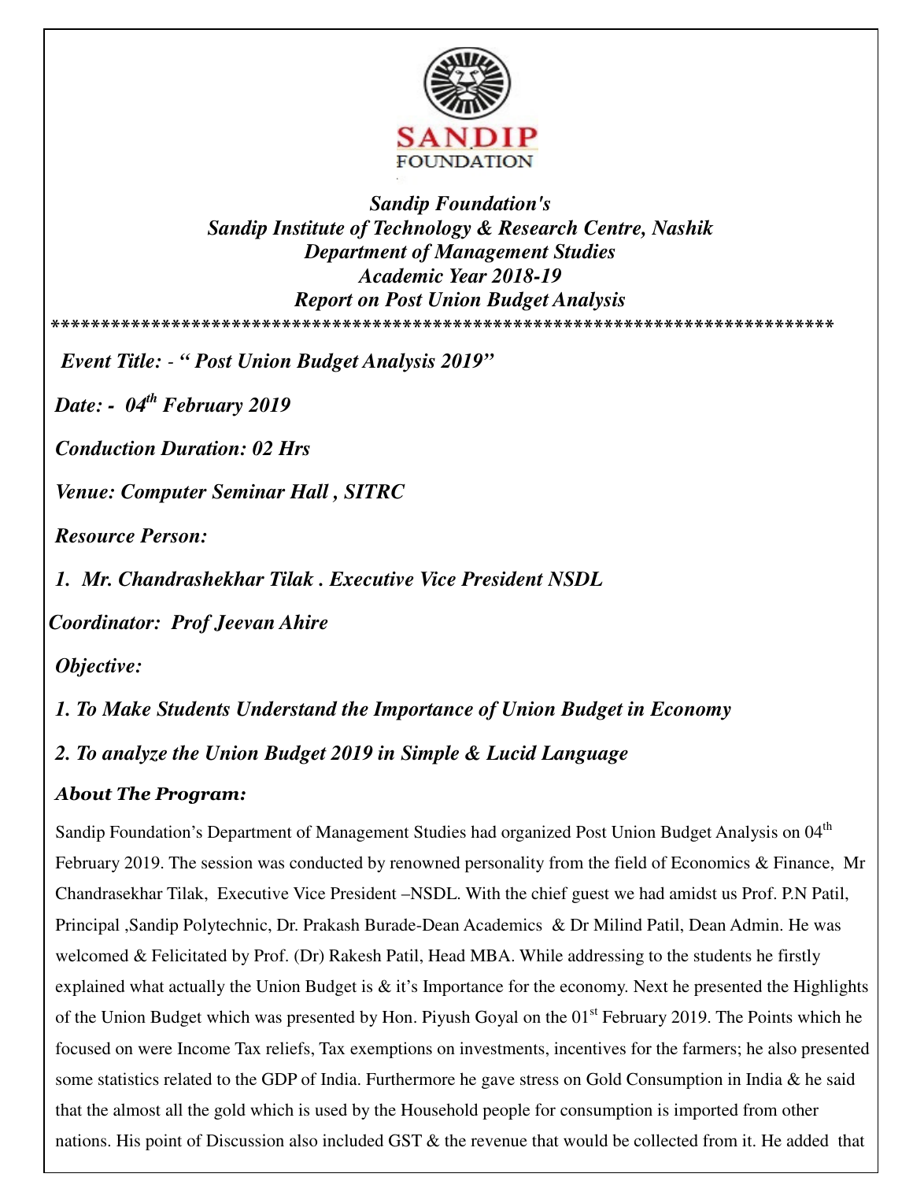*Sandip Foundation's*
*Sandip Institute of Technology & Research Centre, Nashik*
*Department of Management Studies*
*Academic Year 2018-19*
*Report on Post Union Budget Analysis*

*******************************************************************************

***Event Title:** - " Post Union Budget Analysis 2019"*

***Date:** - 04th February 2019*

***Conduction Duration:** 02 Hrs*

***Venue:** Computer Seminar Hall , SITRC*

***Resource Person:***

*1. Mr. Chandrashekhar Tilak . Executive Vice President NSDL*

***Coordinator:** Prof Jeevan Ahire*

***Objective:***

*1. To Make Students Understand the Importance of Union Budget in Economy*

*2. To analyze the Union Budget 2019 in Simple & Lucid Language*

***About The Program:***

Sandip Foundation's Department of Management Studies had organized Post Union Budget Analysis on 04th February 2019. The session was conducted by renowned personality from the field of Economics & Finance, Mr Chandrasekhar Tilak, Executive Vice President –NSDL. With the chief guest we had amidst us Prof. P.N Patil, Principal ,Sandip Polytechnic, Dr. Prakash Burade-Dean Academics & Dr Milind Patil, Dean Admin. He was welcomed & Felicitated by Prof. (Dr) Rakesh Patil, Head MBA. While addressing to the students he firstly explained what actually the Union Budget is & it's Importance for the economy. Next he presented the Highlights of the Union Budget which was presented by Hon. Piyush Goyal on the 01st February 2019. The Points which he focused on were Income Tax reliefs, Tax exemptions on investments, incentives for the farmers; he also presented some statistics related to the GDP of India. Furthermore he gave stress on Gold Consumption in India & he said that the almost all the gold which is used by the Household people for consumption is imported from other nations. His point of Discussion also included GST & the revenue that would be collected from it. He added that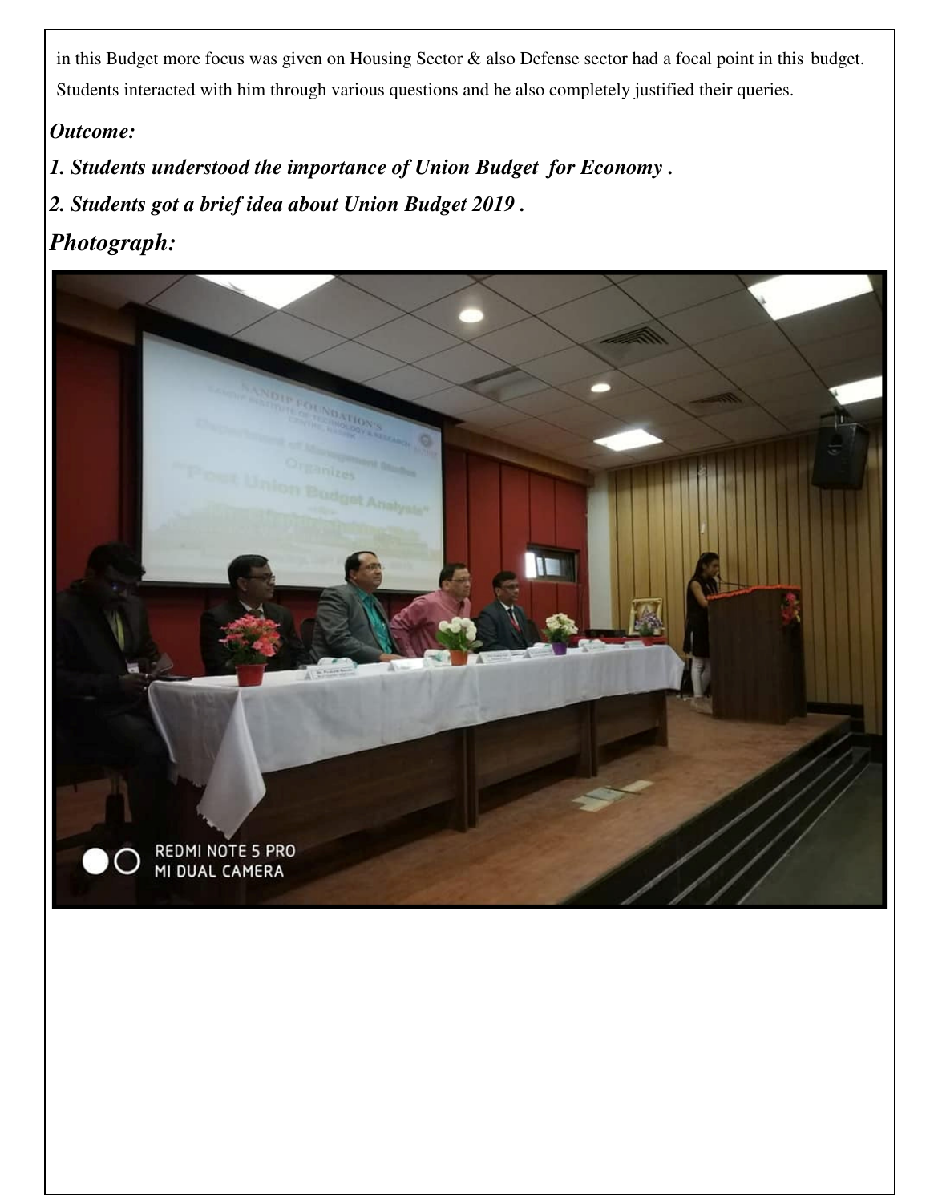in this Budget more focus was given on Housing Sector & also Defense sector had a focal point in this budget. Students interacted with him through various questions and he also completely justified their queries.

***Outcome:***

***1. Students understood the importance of Union Budget for Economy .***

***2. Students got a brief idea about Union Budget 2019 .***

***Photograph:***